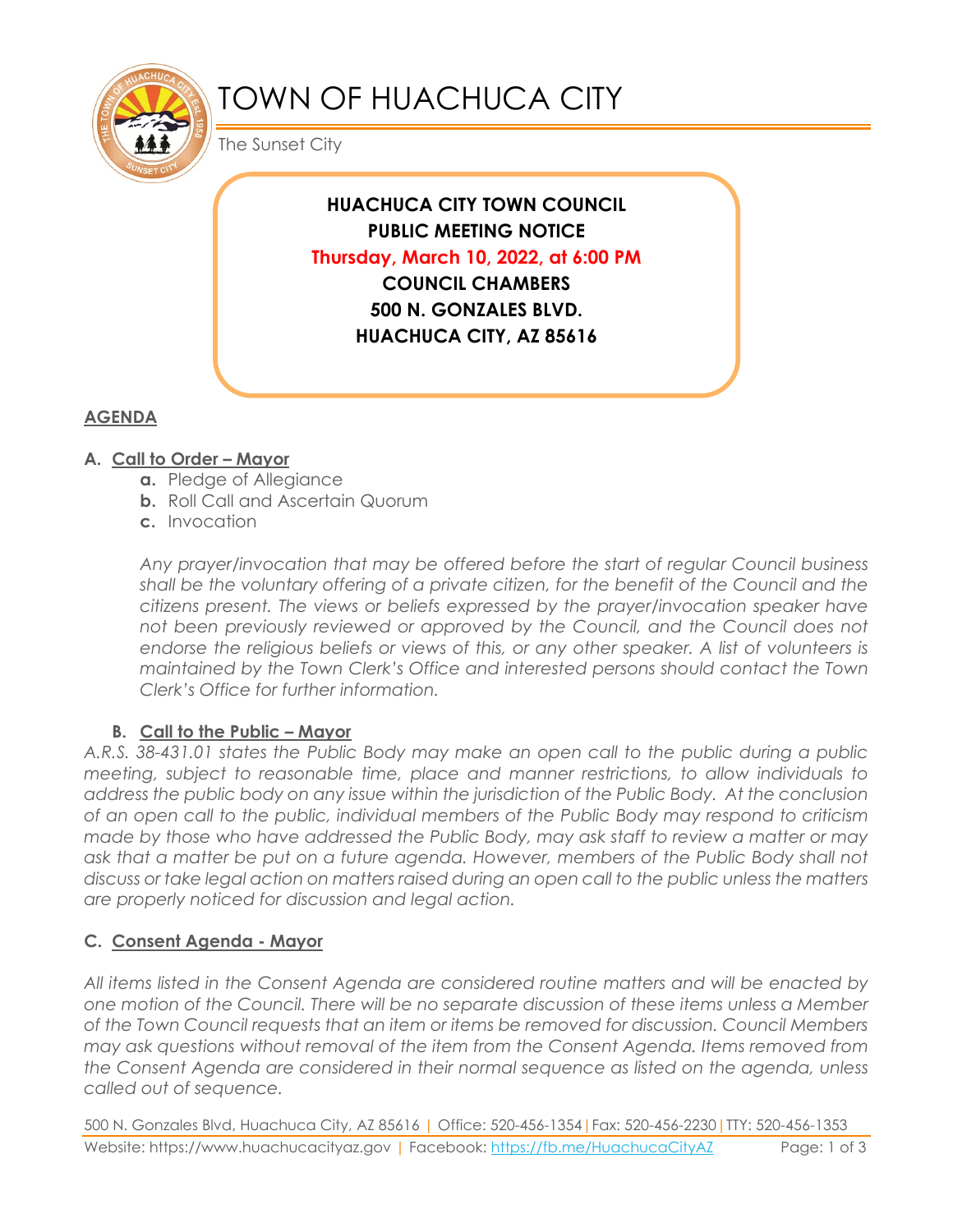# TOWN OF HUACHUCA CITY

The Sunset City

**HUACHUCA CITY TOWN COUNCIL**
**PUBLIC MEETING NOTICE**
**Thursday, March 10, 2022, at 6:00 PM**
**COUNCIL CHAMBERS**
**500 N. GONZALES BLVD.**
**HUACHUCA CITY, AZ 85616**

## AGENDA

### A. Call to Order – Mayor

- **a.** Pledge of Allegiance
- **b.** Roll Call and Ascertain Quorum
- **c.** Invocation

*Any prayer/invocation that may be offered before the start of regular Council business shall be the voluntary offering of a private citizen, for the benefit of the Council and the citizens present. The views or beliefs expressed by the prayer/invocation speaker have not been previously reviewed or approved by the Council, and the Council does not endorse the religious beliefs or views of this, or any other speaker. A list of volunteers is maintained by the Town Clerk's Office and interested persons should contact the Town Clerk's Office for further information.*

### B. Call to the Public – Mayor

*A.R.S. 38-431.01 states the Public Body may make an open call to the public during a public meeting, subject to reasonable time, place and manner restrictions, to allow individuals to address the public body on any issue within the jurisdiction of the Public Body. At the conclusion of an open call to the public, individual members of the Public Body may respond to criticism made by those who have addressed the Public Body, may ask staff to review a matter or may ask that a matter be put on a future agenda. However, members of the Public Body shall not discuss or take legal action on matters raised during an open call to the public unless the matters are properly noticed for discussion and legal action.*

### C. Consent Agenda - Mayor

*All items listed in the Consent Agenda are considered routine matters and will be enacted by one motion of the Council. There will be no separate discussion of these items unless a Member of the Town Council requests that an item or items be removed for discussion. Council Members may ask questions without removal of the item from the Consent Agenda. Items removed from the Consent Agenda are considered in their normal sequence as listed on the agenda, unless called out of sequence.*

500 N. Gonzales Blvd, Huachuca City, AZ 85616 | Office: 520-456-1354 | Fax: 520-456-2230 | TTY: 520-456-1353
Website: https://www.huachucacityaz.gov | Facebook: https://fb.me/HuachucaCityAZ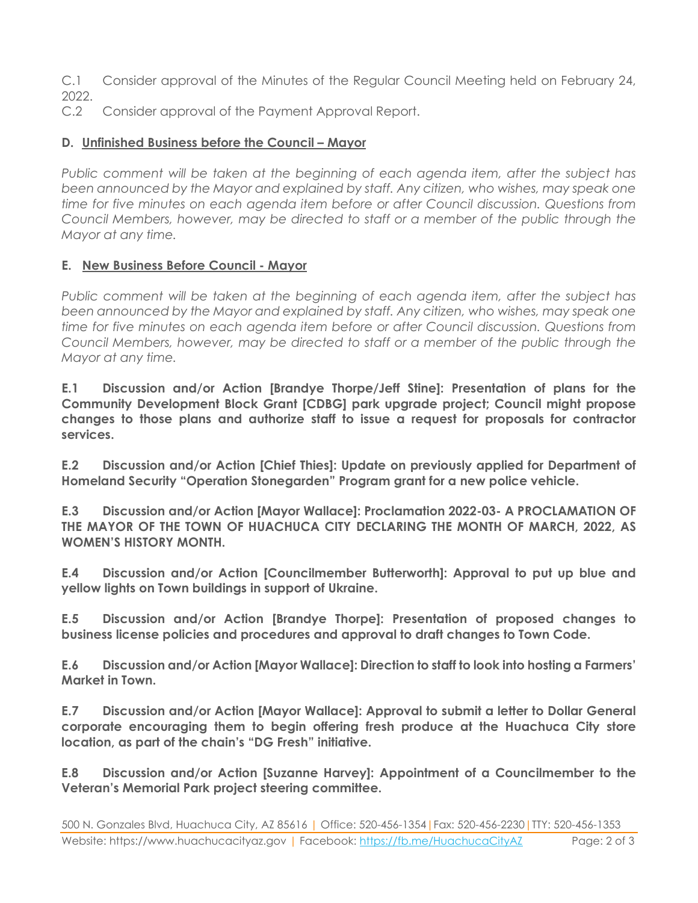C.1 Consider approval of the Minutes of the Regular Council Meeting held on February 24, 2022.

C.2 Consider approval of the Payment Approval Report.

### D. Unfinished Business before the Council – Mayor

*Public comment will be taken at the beginning of each agenda item, after the subject has been announced by the Mayor and explained by staff. Any citizen, who wishes, may speak one time for five minutes on each agenda item before or after Council discussion. Questions from Council Members, however, may be directed to staff or a member of the public through the Mayor at any time.*

### E. New Business Before Council - Mayor

*Public comment will be taken at the beginning of each agenda item, after the subject has been announced by the Mayor and explained by staff. Any citizen, who wishes, may speak one time for five minutes on each agenda item before or after Council discussion. Questions from Council Members, however, may be directed to staff or a member of the public through the Mayor at any time.*

**E.1 Discussion and/or Action [Brandye Thorpe/Jeff Stine]: Presentation of plans for the Community Development Block Grant [CDBG] park upgrade project; Council might propose changes to those plans and authorize staff to issue a request for proposals for contractor services.**

**E.2 Discussion and/or Action [Chief Thies]: Update on previously applied for Department of Homeland Security "Operation Stonegarden" Program grant for a new police vehicle.**

**E.3 Discussion and/or Action [Mayor Wallace]: Proclamation 2022-03- A PROCLAMATION OF THE MAYOR OF THE TOWN OF HUACHUCA CITY DECLARING THE MONTH OF MARCH, 2022, AS WOMEN'S HISTORY MONTH.**

**E.4 Discussion and/or Action [Councilmember Butterworth]: Approval to put up blue and yellow lights on Town buildings in support of Ukraine.**

**E.5 Discussion and/or Action [Brandye Thorpe]: Presentation of proposed changes to business license policies and procedures and approval to draft changes to Town Code.**

**E.6 Discussion and/or Action [Mayor Wallace]: Direction to staff to look into hosting a Farmers' Market in Town.**

**E.7 Discussion and/or Action [Mayor Wallace]: Approval to submit a letter to Dollar General corporate encouraging them to begin offering fresh produce at the Huachuca City store location, as part of the chain's "DG Fresh" initiative.**

**E.8 Discussion and/or Action [Suzanne Harvey]: Appointment of a Councilmember to the Veteran's Memorial Park project steering committee.**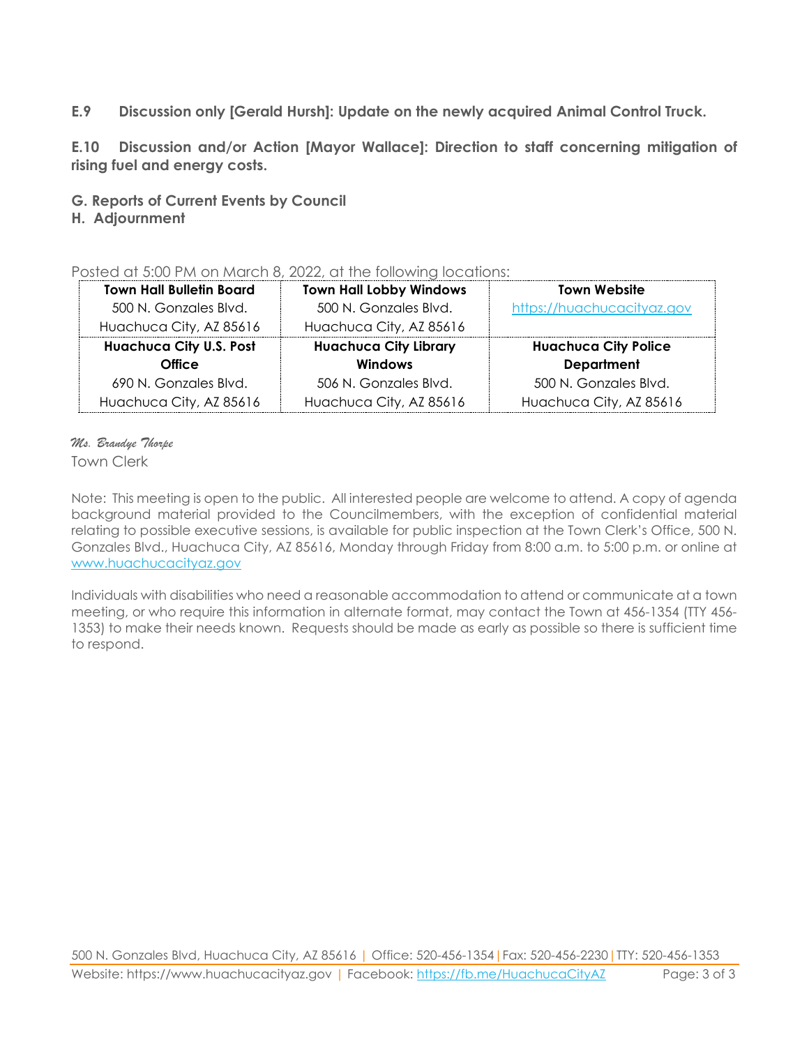**E.9 Discussion only [Gerald Hursh]: Update on the newly acquired Animal Control Truck.**

**E.10 Discussion and/or Action [Mayor Wallace]: Direction to staff concerning mitigation of rising fuel and energy costs.**

**G. Reports of Current Events by Council**

**H. Adjournment**

Posted at 5:00 PM on March 8, 2022, at the following locations:

| | | |
|---|---|---|
| **Town Hall Bulletin Board**<br>500 N. Gonzales Blvd.<br>Huachuca City, AZ 85616 | **Town Hall Lobby Windows**<br>500 N. Gonzales Blvd.<br>Huachuca City, AZ 85616 | **Town Website**<br>[https://huachucacityaz.gov](https://huachucacityaz.gov) |
| **Huachuca City U.S. Post Office**<br>690 N. Gonzales Blvd.<br>Huachuca City, AZ 85616 | **Huachuca City Library Windows**<br>506 N. Gonzales Blvd.<br>Huachuca City, AZ 85616 | **Huachuca City Police Department**<br>500 N. Gonzales Blvd.<br>Huachuca City, AZ 85616 |

*Ms. Brandye Thorpe*
Town Clerk

Note: This meeting is open to the public. All interested people are welcome to attend. A copy of agenda background material provided to the Councilmembers, with the exception of confidential material relating to possible executive sessions, is available for public inspection at the Town Clerk's Office, 500 N. Gonzales Blvd., Huachuca City, AZ 85616, Monday through Friday from 8:00 a.m. to 5:00 p.m. or online at [www.huachucacityaz.gov](http://www.huachucacityaz.gov)

Individuals with disabilities who need a reasonable accommodation to attend or communicate at a town meeting, or who require this information in alternate format, may contact the Town at 456-1354 (TTY 456-1353) to make their needs known. Requests should be made as early as possible so there is sufficient time to respond.